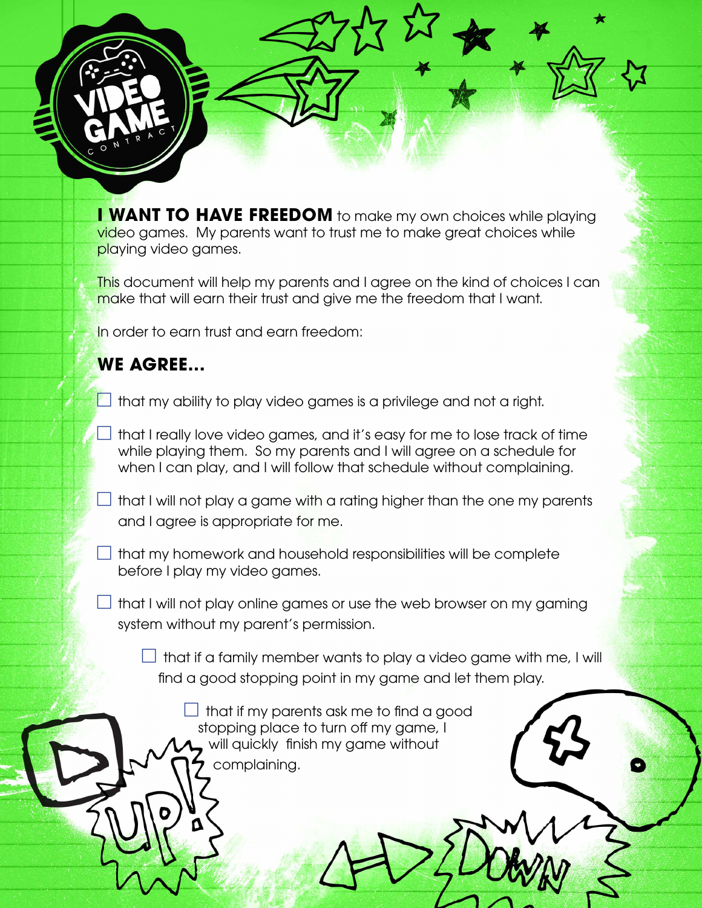# VIDEO GAME CONTRACT

**I WANT TO HAVE FREEDOM** to make my own choices while playing video games. My parents want to trust me to make great choices while playing video games.

This document will help my parents and I agree on the kind of choices I can make that will earn their trust and give me the freedom that I want.

In order to earn trust and earn freedom:

## WE AGREE...

- ☐ that my ability to play video games is a privilege and not a right.
- ☐ that I really love video games, and it's easy for me to lose track of time while playing them. So my parents and I will agree on a schedule for when I can play, and I will follow that schedule without complaining.
- ☐ that I will not play a game with a rating higher than the one my parents and I agree is appropriate for me.
- ☐ that my homework and household responsibilities will be complete before I play my video games.
- ☐ that I will not play online games or use the web browser on my gaming system without my parent's permission.
- ☐ that if a family member wants to play a video game with me, I will find a good stopping point in my game and let them play.
- ☐ that if my parents ask me to find a good stopping place to turn off my game, I will quickly finish my game without complaining.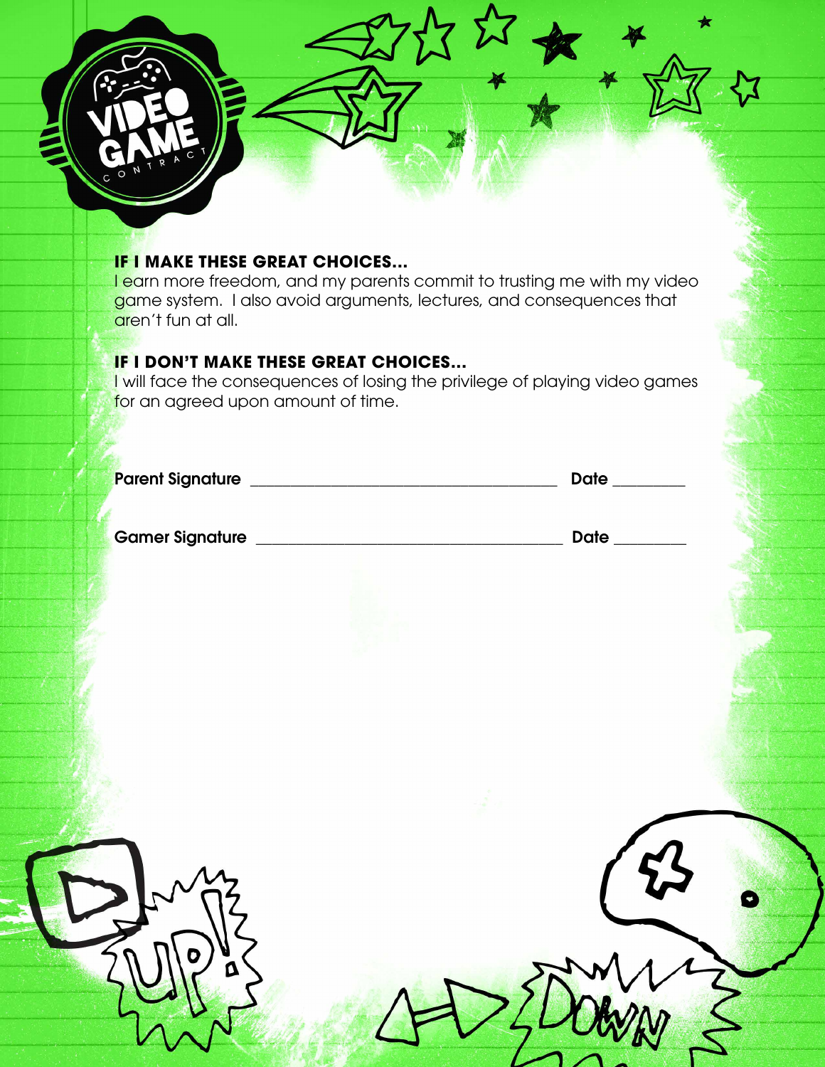**IF I MAKE THESE GREAT CHOICES...**

I earn more freedom, and my parents commit to trusting me with my video game system. I also avoid arguments, lectures, and consequences that aren't fun at all.

**IF I DON'T MAKE THESE GREAT CHOICES...**

I will face the consequences of losing the privilege of playing video games for an agreed upon amount of time.

**Parent Signature** ________________________________________ **Date** _________

**Gamer Signature** ________________________________________ **Date** _________